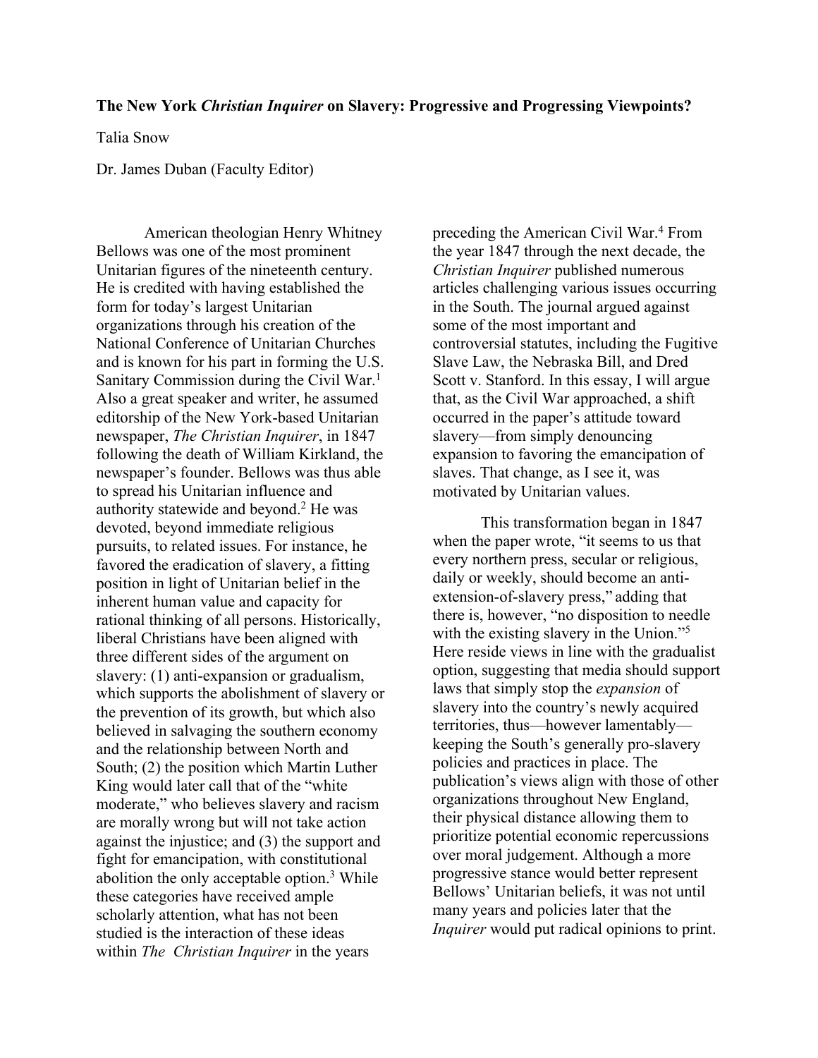**The New York *Christian Inquirer* on Slavery: Progressive and Progressing Viewpoints?**

Talia Snow

Dr. James Duban (Faculty Editor)

American theologian Henry Whitney Bellows was one of the most prominent Unitarian figures of the nineteenth century. He is credited with having established the form for today's largest Unitarian organizations through his creation of the National Conference of Unitarian Churches and is known for his part in forming the U.S. Sanitary Commission during the Civil War.[1] Also a great speaker and writer, he assumed editorship of the New York-based Unitarian newspaper, *The Christian Inquirer*, in 1847 following the death of William Kirkland, the newspaper's founder. Bellows was thus able to spread his Unitarian influence and authority statewide and beyond.[2] He was devoted, beyond immediate religious pursuits, to related issues. For instance, he favored the eradication of slavery, a fitting position in light of Unitarian belief in the inherent human value and capacity for rational thinking of all persons. Historically, liberal Christians have been aligned with three different sides of the argument on slavery: (1) anti-expansion or gradualism, which supports the abolishment of slavery or the prevention of its growth, but which also believed in salvaging the southern economy and the relationship between North and South; (2) the position which Martin Luther King would later call that of the "white moderate," who believes slavery and racism are morally wrong but will not take action against the injustice; and (3) the support and fight for emancipation, with constitutional abolition the only acceptable option.[3] While these categories have received ample scholarly attention, what has not been studied is the interaction of these ideas within *The Christian Inquirer* in the years preceding the American Civil War.[4] From the year 1847 through the next decade, the *Christian Inquirer* published numerous articles challenging various issues occurring in the South. The journal argued against some of the most important and controversial statutes, including the Fugitive Slave Law, the Nebraska Bill, and Dred Scott v. Stanford. In this essay, I will argue that, as the Civil War approached, a shift occurred in the paper's attitude toward slavery—from simply denouncing expansion to favoring the emancipation of slaves. That change, as I see it, was motivated by Unitarian values.

This transformation began in 1847 when the paper wrote, "it seems to us that every northern press, secular or religious, daily or weekly, should become an anti-extension-of-slavery press," adding that there is, however, "no disposition to needle with the existing slavery in the Union."[5] Here reside views in line with the gradualist option, suggesting that media should support laws that simply stop the *expansion* of slavery into the country's newly acquired territories, thus—however lamentably—keeping the South's generally pro-slavery policies and practices in place. The publication's views align with those of other organizations throughout New England, their physical distance allowing them to prioritize potential economic repercussions over moral judgement. Although a more progressive stance would better represent Bellows' Unitarian beliefs, it was not until many years and policies later that the *Inquirer* would put radical opinions to print.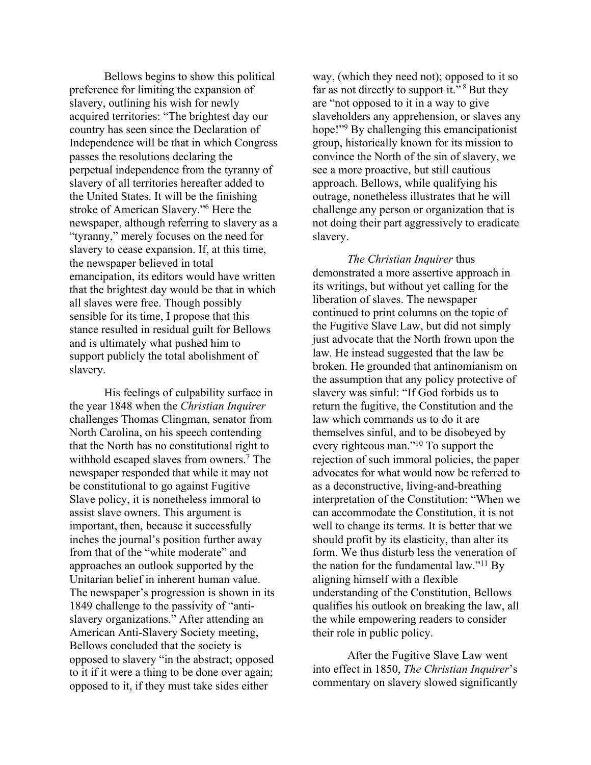Bellows begins to show this political preference for limiting the expansion of slavery, outlining his wish for newly acquired territories: "The brightest day our country has seen since the Declaration of Independence will be that in which Congress passes the resolutions declaring the perpetual independence from the tyranny of slavery of all territories hereafter added to the United States. It will be the finishing stroke of American Slavery."[6] Here the newspaper, although referring to slavery as a "tyranny," merely focuses on the need for slavery to cease expansion. If, at this time, the newspaper believed in total emancipation, its editors would have written that the brightest day would be that in which all slaves were free. Though possibly sensible for its time, I propose that this stance resulted in residual guilt for Bellows and is ultimately what pushed him to support publicly the total abolishment of slavery.

His feelings of culpability surface in the year 1848 when the *Christian Inquirer* challenges Thomas Clingman, senator from North Carolina, on his speech contending that the North has no constitutional right to withhold escaped slaves from owners.[7] The newspaper responded that while it may not be constitutional to go against Fugitive Slave policy, it is nonetheless immoral to assist slave owners. This argument is important, then, because it successfully inches the journal's position further away from that of the "white moderate" and approaches an outlook supported by the Unitarian belief in inherent human value. The newspaper's progression is shown in its 1849 challenge to the passivity of "anti-slavery organizations." After attending an American Anti-Slavery Society meeting, Bellows concluded that the society is opposed to slavery "in the abstract; opposed to it if it were a thing to be done over again; opposed to it, if they must take sides either way, (which they need not); opposed to it so far as not directly to support it."[8] But they are "not opposed to it in a way to give slaveholders any apprehension, or slaves any hope!"[9] By challenging this emancipationist group, historically known for its mission to convince the North of the sin of slavery, we see a more proactive, but still cautious approach. Bellows, while qualifying his outrage, nonetheless illustrates that he will challenge any person or organization that is not doing their part aggressively to eradicate slavery.

*The Christian Inquirer* thus demonstrated a more assertive approach in its writings, but without yet calling for the liberation of slaves. The newspaper continued to print columns on the topic of the Fugitive Slave Law, but did not simply just advocate that the North frown upon the law. He instead suggested that the law be broken. He grounded that antinomianism on the assumption that any policy protective of slavery was sinful: "If God forbids us to return the fugitive, the Constitution and the law which commands us to do it are themselves sinful, and to be disobeyed by every righteous man."[10] To support the rejection of such immoral policies, the paper advocates for what would now be referred to as a deconstructive, living-and-breathing interpretation of the Constitution: "When we can accommodate the Constitution, it is not well to change its terms. It is better that we should profit by its elasticity, than alter its form. We thus disturb less the veneration of the nation for the fundamental law."[11] By aligning himself with a flexible understanding of the Constitution, Bellows qualifies his outlook on breaking the law, all the while empowering readers to consider their role in public policy.

After the Fugitive Slave Law went into effect in 1850, *The Christian Inquirer*'s commentary on slavery slowed significantly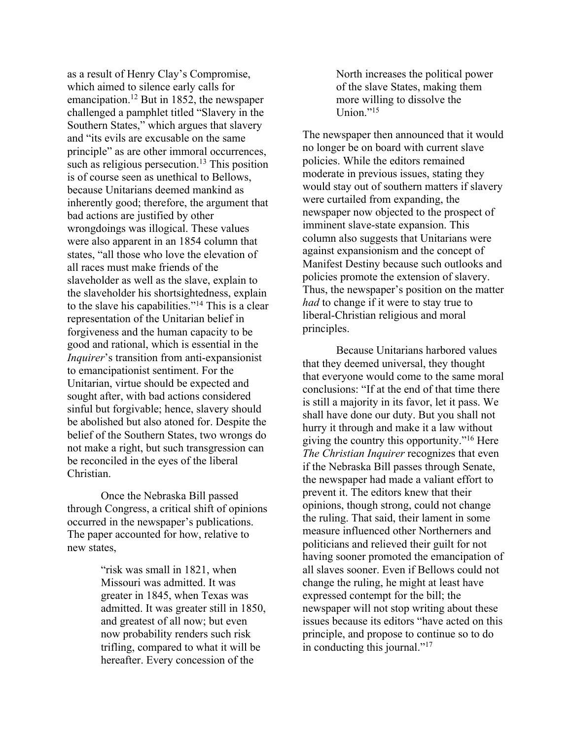as a result of Henry Clay's Compromise, which aimed to silence early calls for emancipation.[12] But in 1852, the newspaper challenged a pamphlet titled "Slavery in the Southern States," which argues that slavery and "its evils are excusable on the same principle" as are other immoral occurrences, such as religious persecution.[13] This position is of course seen as unethical to Bellows, because Unitarians deemed mankind as inherently good; therefore, the argument that bad actions are justified by other wrongdoings was illogical. These values were also apparent in an 1854 column that states, "all those who love the elevation of all races must make friends of the slaveholder as well as the slave, explain to the slaveholder his shortsightedness, explain to the slave his capabilities."[14] This is a clear representation of the Unitarian belief in forgiveness and the human capacity to be good and rational, which is essential in the *Inquirer*'s transition from anti-expansionist to emancipationist sentiment. For the Unitarian, virtue should be expected and sought after, with bad actions considered sinful but forgivable; hence, slavery should be abolished but also atoned for. Despite the belief of the Southern States, two wrongs do not make a right, but such transgression can be reconciled in the eyes of the liberal Christian.

Once the Nebraska Bill passed through Congress, a critical shift of opinions occurred in the newspaper's publications. The paper accounted for how, relative to new states,

> "risk was small in 1821, when Missouri was admitted. It was greater in 1845, when Texas was admitted. It was greater still in 1850, and greatest of all now; but even now probability renders such risk trifling, compared to what it will be hereafter. Every concession of the North increases the political power of the slave States, making them more willing to dissolve the Union."[15]

The newspaper then announced that it would no longer be on board with current slave policies. While the editors remained moderate in previous issues, stating they would stay out of southern matters if slavery were curtailed from expanding, the newspaper now objected to the prospect of imminent slave-state expansion. This column also suggests that Unitarians were against expansionism and the concept of Manifest Destiny because such outlooks and policies promote the extension of slavery. Thus, the newspaper's position on the matter *had* to change if it were to stay true to liberal-Christian religious and moral principles.

Because Unitarians harbored values that they deemed universal, they thought that everyone would come to the same moral conclusions: "If at the end of that time there is still a majority in its favor, let it pass. We shall have done our duty. But you shall not hurry it through and make it a law without giving the country this opportunity."[16] Here *The Christian Inquirer* recognizes that even if the Nebraska Bill passes through Senate, the newspaper had made a valiant effort to prevent it. The editors knew that their opinions, though strong, could not change the ruling. That said, their lament in some measure influenced other Northerners and politicians and relieved their guilt for not having sooner promoted the emancipation of all slaves sooner. Even if Bellows could not change the ruling, he might at least have expressed contempt for the bill; the newspaper will not stop writing about these issues because its editors "have acted on this principle, and propose to continue so to do in conducting this journal."[17]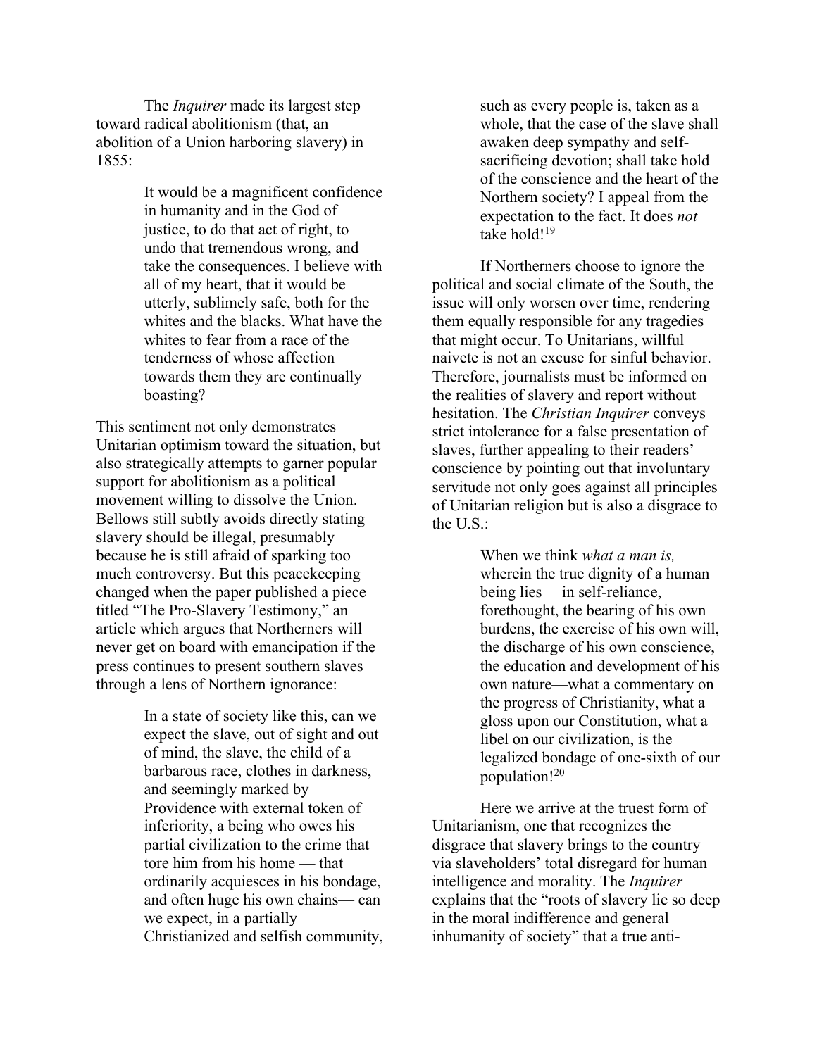The *Inquirer* made its largest step toward radical abolitionism (that, an abolition of a Union harboring slavery) in 1855:

> It would be a magnificent confidence in humanity and in the God of justice, to do that act of right, to undo that tremendous wrong, and take the consequences. I believe with all of my heart, that it would be utterly, sublimely safe, both for the whites and the blacks. What have the whites to fear from a race of the tenderness of whose affection towards them they are continually boasting?

This sentiment not only demonstrates Unitarian optimism toward the situation, but also strategically attempts to garner popular support for abolitionism as a political movement willing to dissolve the Union. Bellows still subtly avoids directly stating slavery should be illegal, presumably because he is still afraid of sparking too much controversy. But this peacekeeping changed when the paper published a piece titled "The Pro-Slavery Testimony," an article which argues that Northerners will never get on board with emancipation if the press continues to present southern slaves through a lens of Northern ignorance:

> In a state of society like this, can we expect the slave, out of sight and out of mind, the slave, the child of a barbarous race, clothes in darkness, and seemingly marked by Providence with external token of inferiority, a being who owes his partial civilization to the crime that tore him from his home — that ordinarily acquiesces in his bondage, and often huge his own chains— can we expect, in a partially Christianized and selfish community, such as every people is, taken as a whole, that the case of the slave shall awaken deep sympathy and self-sacrificing devotion; shall take hold of the conscience and the heart of the Northern society? I appeal from the expectation to the fact. It does *not* take hold![19]

If Northerners choose to ignore the political and social climate of the South, the issue will only worsen over time, rendering them equally responsible for any tragedies that might occur. To Unitarians, willful naivete is not an excuse for sinful behavior. Therefore, journalists must be informed on the realities of slavery and report without hesitation. The *Christian Inquirer* conveys strict intolerance for a false presentation of slaves, further appealing to their readers' conscience by pointing out that involuntary servitude not only goes against all principles of Unitarian religion but is also a disgrace to the U.S.:

> When we think *what a man is,* wherein the true dignity of a human being lies— in self-reliance, forethought, the bearing of his own burdens, the exercise of his own will, the discharge of his own conscience, the education and development of his own nature—what a commentary on the progress of Christianity, what a gloss upon our Constitution, what a libel on our civilization, is the legalized bondage of one-sixth of our population![20]

Here we arrive at the truest form of Unitarianism, one that recognizes the disgrace that slavery brings to the country via slaveholders' total disregard for human intelligence and morality. The *Inquirer* explains that the "roots of slavery lie so deep in the moral indifference and general inhumanity of society" that a true anti-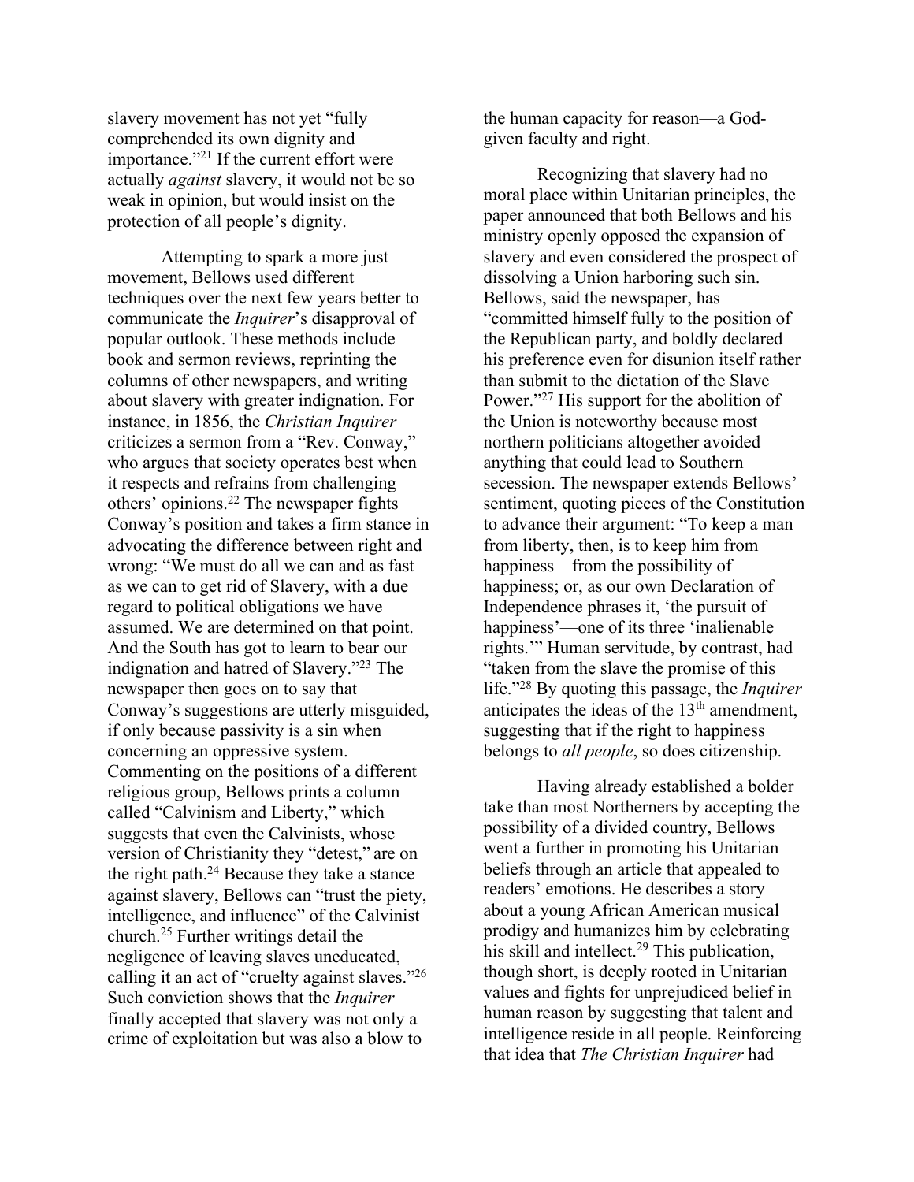slavery movement has not yet "fully comprehended its own dignity and importance."[21] If the current effort were actually *against* slavery, it would not be so weak in opinion, but would insist on the protection of all people's dignity.

Attempting to spark a more just movement, Bellows used different techniques over the next few years better to communicate the *Inquirer*'s disapproval of popular outlook. These methods include book and sermon reviews, reprinting the columns of other newspapers, and writing about slavery with greater indignation. For instance, in 1856, the *Christian Inquirer* criticizes a sermon from a "Rev. Conway," who argues that society operates best when it respects and refrains from challenging others' opinions.[22] The newspaper fights Conway's position and takes a firm stance in advocating the difference between right and wrong: "We must do all we can and as fast as we can to get rid of Slavery, with a due regard to political obligations we have assumed. We are determined on that point. And the South has got to learn to bear our indignation and hatred of Slavery."[23] The newspaper then goes on to say that Conway's suggestions are utterly misguided, if only because passivity is a sin when concerning an oppressive system. Commenting on the positions of a different religious group, Bellows prints a column called "Calvinism and Liberty," which suggests that even the Calvinists, whose version of Christianity they "detest," are on the right path.[24] Because they take a stance against slavery, Bellows can "trust the piety, intelligence, and influence" of the Calvinist church.[25] Further writings detail the negligence of leaving slaves uneducated, calling it an act of "cruelty against slaves."[26] Such conviction shows that the *Inquirer* finally accepted that slavery was not only a crime of exploitation but was also a blow to the human capacity for reason—a God-given faculty and right.

Recognizing that slavery had no moral place within Unitarian principles, the paper announced that both Bellows and his ministry openly opposed the expansion of slavery and even considered the prospect of dissolving a Union harboring such sin. Bellows, said the newspaper, has "committed himself fully to the position of the Republican party, and boldly declared his preference even for disunion itself rather than submit to the dictation of the Slave Power."[27] His support for the abolition of the Union is noteworthy because most northern politicians altogether avoided anything that could lead to Southern secession. The newspaper extends Bellows' sentiment, quoting pieces of the Constitution to advance their argument: "To keep a man from liberty, then, is to keep him from happiness—from the possibility of happiness; or, as our own Declaration of Independence phrases it, 'the pursuit of happiness'—one of its three 'inalienable rights.'" Human servitude, by contrast, had "taken from the slave the promise of this life."[28] By quoting this passage, the *Inquirer* anticipates the ideas of the 13th amendment, suggesting that if the right to happiness belongs to *all people*, so does citizenship.

Having already established a bolder take than most Northerners by accepting the possibility of a divided country, Bellows went a further in promoting his Unitarian beliefs through an article that appealed to readers' emotions. He describes a story about a young African American musical prodigy and humanizes him by celebrating his skill and intellect.[29] This publication, though short, is deeply rooted in Unitarian values and fights for unprejudiced belief in human reason by suggesting that talent and intelligence reside in all people. Reinforcing that idea that *The Christian Inquirer* had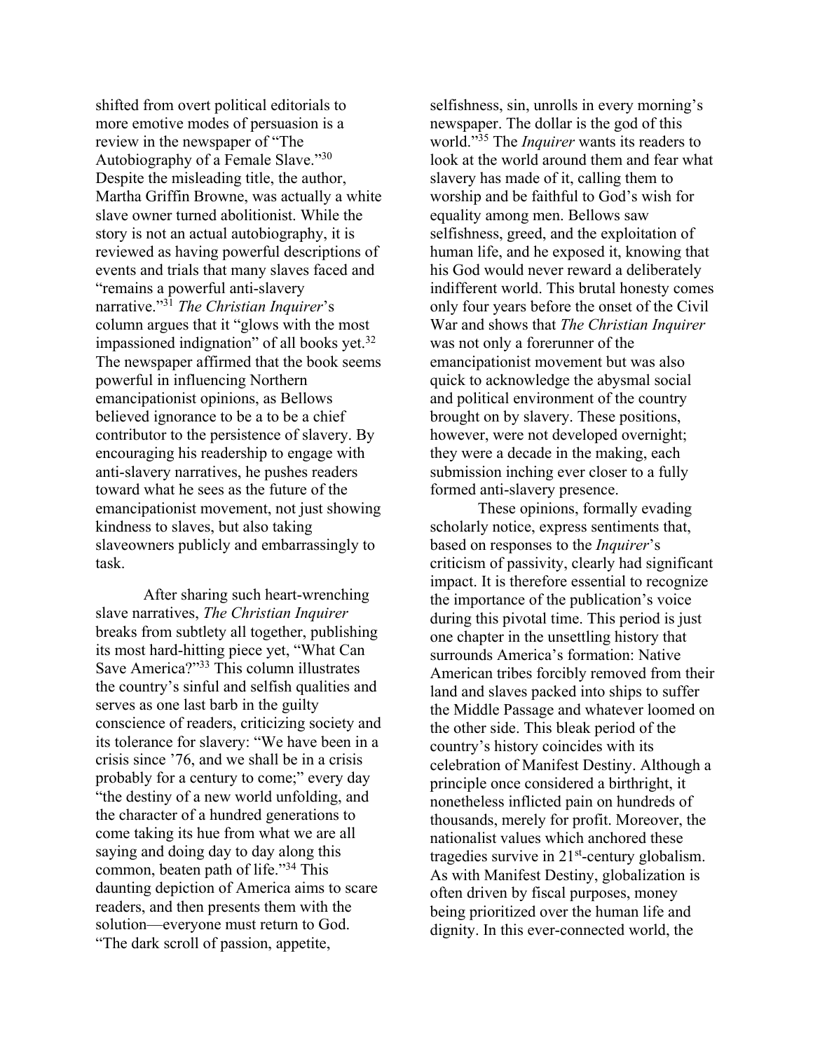shifted from overt political editorials to more emotive modes of persuasion is a review in the newspaper of "The Autobiography of a Female Slave."[30] Despite the misleading title, the author, Martha Griffin Browne, was actually a white slave owner turned abolitionist. While the story is not an actual autobiography, it is reviewed as having powerful descriptions of events and trials that many slaves faced and "remains a powerful anti-slavery narrative."[31] *The Christian Inquirer*'s column argues that it "glows with the most impassioned indignation" of all books yet.[32] The newspaper affirmed that the book seems powerful in influencing Northern emancipationist opinions, as Bellows believed ignorance to be a to be a chief contributor to the persistence of slavery. By encouraging his readership to engage with anti-slavery narratives, he pushes readers toward what he sees as the future of the emancipationist movement, not just showing kindness to slaves, but also taking slaveowners publicly and embarrassingly to task.

After sharing such heart-wrenching slave narratives, *The Christian Inquirer* breaks from subtlety all together, publishing its most hard-hitting piece yet, "What Can Save America?"[33] This column illustrates the country's sinful and selfish qualities and serves as one last barb in the guilty conscience of readers, criticizing society and its tolerance for slavery: "We have been in a crisis since '76, and we shall be in a crisis probably for a century to come;" every day "the destiny of a new world unfolding, and the character of a hundred generations to come taking its hue from what we are all saying and doing day to day along this common, beaten path of life."[34] This daunting depiction of America aims to scare readers, and then presents them with the solution—everyone must return to God. "The dark scroll of passion, appetite, selfishness, sin, unrolls in every morning's newspaper. The dollar is the god of this world."[35] The *Inquirer* wants its readers to look at the world around them and fear what slavery has made of it, calling them to worship and be faithful to God's wish for equality among men. Bellows saw selfishness, greed, and the exploitation of human life, and he exposed it, knowing that his God would never reward a deliberately indifferent world. This brutal honesty comes only four years before the onset of the Civil War and shows that *The Christian Inquirer* was not only a forerunner of the emancipationist movement but was also quick to acknowledge the abysmal social and political environment of the country brought on by slavery. These positions, however, were not developed overnight; they were a decade in the making, each submission inching ever closer to a fully formed anti-slavery presence.

These opinions, formally evading scholarly notice, express sentiments that, based on responses to the *Inquirer*'s criticism of passivity, clearly had significant impact. It is therefore essential to recognize the importance of the publication's voice during this pivotal time. This period is just one chapter in the unsettling history that surrounds America's formation: Native American tribes forcibly removed from their land and slaves packed into ships to suffer the Middle Passage and whatever loomed on the other side. This bleak period of the country's history coincides with its celebration of Manifest Destiny. Although a principle once considered a birthright, it nonetheless inflicted pain on hundreds of thousands, merely for profit. Moreover, the nationalist values which anchored these tragedies survive in 21st-century globalism. As with Manifest Destiny, globalization is often driven by fiscal purposes, money being prioritized over the human life and dignity. In this ever-connected world, the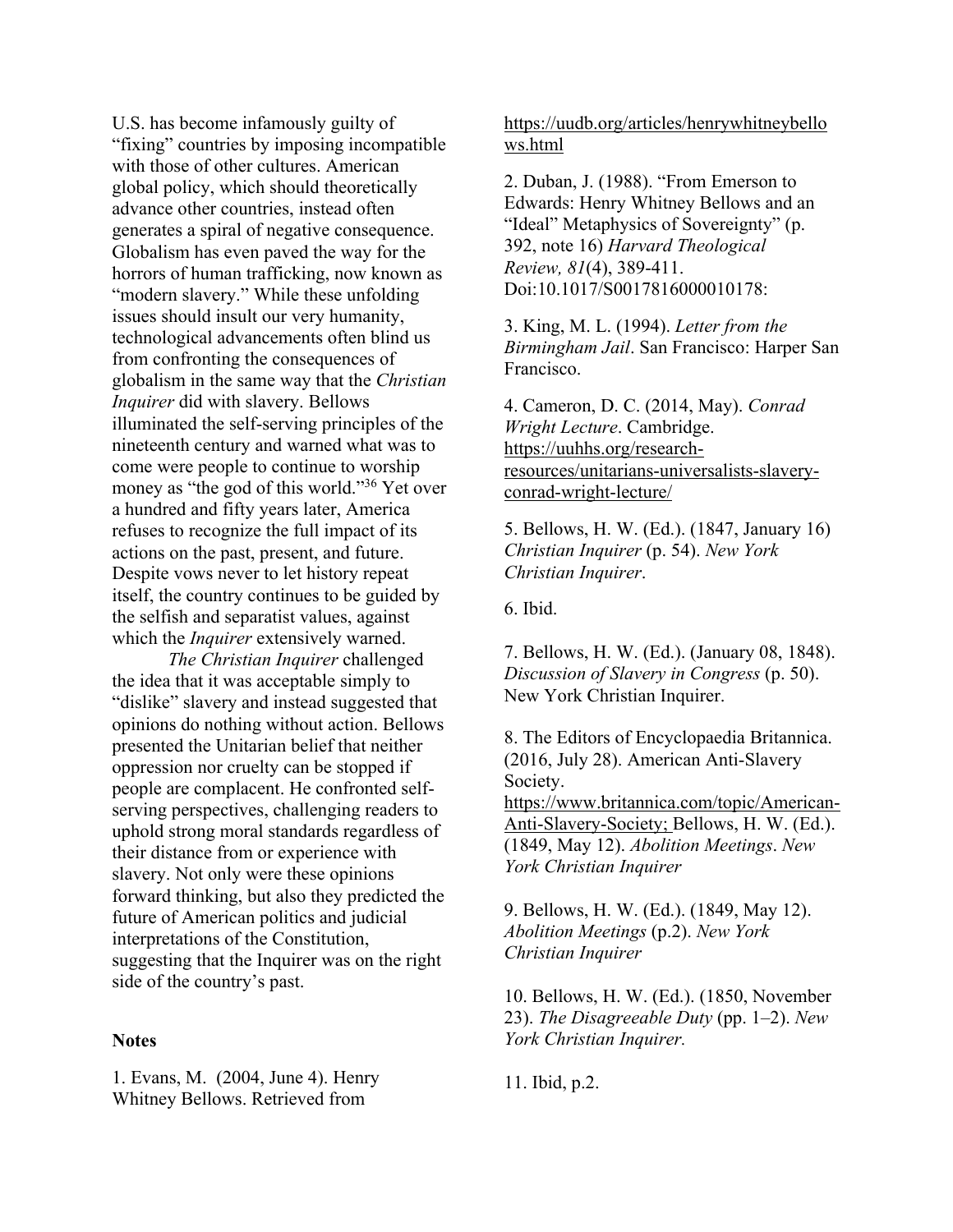U.S. has become infamously guilty of "fixing" countries by imposing incompatible with those of other cultures. American global policy, which should theoretically advance other countries, instead often generates a spiral of negative consequence. Globalism has even paved the way for the horrors of human trafficking, now known as "modern slavery." While these unfolding issues should insult our very humanity, technological advancements often blind us from confronting the consequences of globalism in the same way that the *Christian Inquirer* did with slavery. Bellows illuminated the self-serving principles of the nineteenth century and warned what was to come were people to continue to worship money as "the god of this world."[36] Yet over a hundred and fifty years later, America refuses to recognize the full impact of its actions on the past, present, and future. Despite vows never to let history repeat itself, the country continues to be guided by the selfish and separatist values, against which the *Inquirer* extensively warned.

*The Christian Inquirer* challenged the idea that it was acceptable simply to "dislike" slavery and instead suggested that opinions do nothing without action. Bellows presented the Unitarian belief that neither oppression nor cruelty can be stopped if people are complacent. He confronted self-serving perspectives, challenging readers to uphold strong moral standards regardless of their distance from or experience with slavery. Not only were these opinions forward thinking, but also they predicted the future of American politics and judicial interpretations of the Constitution, suggesting that the Inquirer was on the right side of the country's past.

**Notes**

1. Evans, M. (2004, June 4). Henry Whitney Bellows. Retrieved from https://uudb.org/articles/henrywhitneybellows.html

2. Duban, J. (1988). "From Emerson to Edwards: Henry Whitney Bellows and an "Ideal" Metaphysics of Sovereignty" (p. 392, note 16) *Harvard Theological Review, 81*(4), 389-411. Doi:10.1017/S0017816000010178:

3. King, M. L. (1994). *Letter from the Birmingham Jail*. San Francisco: Harper San Francisco.

4. Cameron, D. C. (2014, May). *Conrad Wright Lecture*. Cambridge. https://uuhhs.org/research-resources/unitarians-universalists-slavery-conrad-wright-lecture/

5. Bellows, H. W. (Ed.). (1847, January 16) *Christian Inquirer* (p. 54). *New York Christian Inquirer*.

6. Ibid.

7. Bellows, H. W. (Ed.). (January 08, 1848). *Discussion of Slavery in Congress* (p. 50). New York Christian Inquirer.

8. The Editors of Encyclopaedia Britannica. (2016, July 28). American Anti-Slavery Society. https://www.britannica.com/topic/American-Anti-Slavery-Society; Bellows, H. W. (Ed.). (1849, May 12). *Abolition Meetings*. *New York Christian Inquirer*

9. Bellows, H. W. (Ed.). (1849, May 12). *Abolition Meetings* (p.2). *New York Christian Inquirer*

10. Bellows, H. W. (Ed.). (1850, November 23). *The Disagreeable Duty* (pp. 1–2). *New York Christian Inquirer.*

11. Ibid, p.2.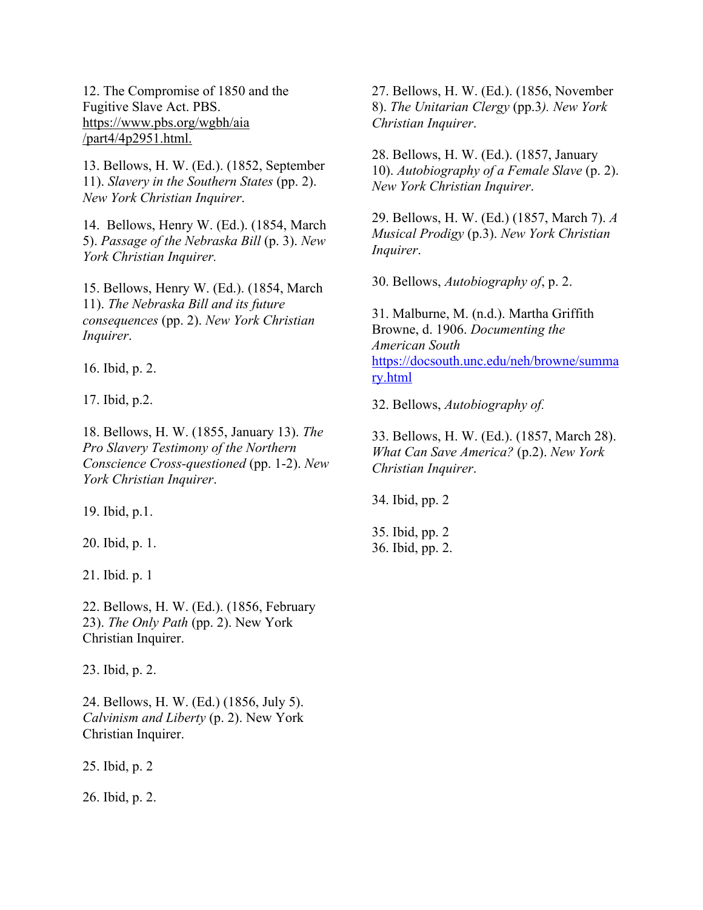12. The Compromise of 1850 and the Fugitive Slave Act. PBS. https://www.pbs.org/wgbh/aia/part4/4p2951.html.

13. Bellows, H. W. (Ed.). (1852, September 11). *Slavery in the Southern States* (pp. 2). *New York Christian Inquirer*.

14. Bellows, Henry W. (Ed.). (1854, March 5). *Passage of the Nebraska Bill* (p. 3). *New York Christian Inquirer.*

15. Bellows, Henry W. (Ed.). (1854, March 11). *The Nebraska Bill and its future consequences* (pp. 2). *New York Christian Inquirer*.

16. Ibid, p. 2.

17. Ibid, p.2.

18. Bellows, H. W. (1855, January 13). *The Pro Slavery Testimony of the Northern Conscience Cross-questioned* (pp. 1-2). *New York Christian Inquirer*.

19. Ibid, p.1.

20. Ibid, p. 1.

21. Ibid. p. 1

22. Bellows, H. W. (Ed.). (1856, February 23). *The Only Path* (pp. 2). New York Christian Inquirer.

23. Ibid, p. 2.

24. Bellows, H. W. (Ed.) (1856, July 5). *Calvinism and Liberty* (p. 2). New York Christian Inquirer.

25. Ibid, p. 2

26. Ibid, p. 2.

27. Bellows, H. W. (Ed.). (1856, November 8). *The Unitarian Clergy* (pp.3*). New York Christian Inquirer*.

28. Bellows, H. W. (Ed.). (1857, January 10). *Autobiography of a Female Slave* (p. 2). *New York Christian Inquirer*.

29. Bellows, H. W. (Ed.) (1857, March 7). *A Musical Prodigy* (p.3). *New York Christian Inquirer*.

30. Bellows, *Autobiography of*, p. 2.

31. Malburne, M. (n.d.). Martha Griffith Browne, d. 1906. *Documenting the American South* https://docsouth.unc.edu/neh/browne/summary.html

32. Bellows, *Autobiography of.*

33. Bellows, H. W. (Ed.). (1857, March 28). *What Can Save America?* (p.2). *New York Christian Inquirer*.

34. Ibid, pp. 2

35. Ibid, pp. 2

36. Ibid, pp. 2.